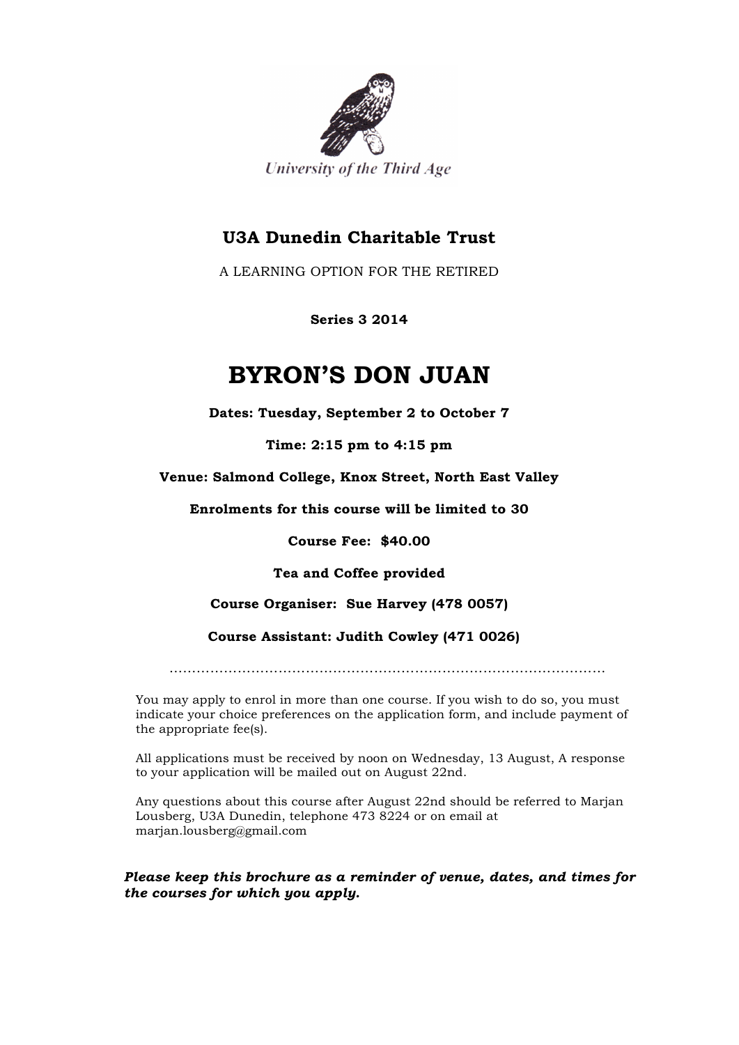University of the Third Age

## U3A Dunedin Charitable Trust

A LEARNING OPTION FOR THE RETIRED

**Series 3 2014**

# BYRON'S DON JUAN

**Dates: Tuesday, September 2 to October 7**

**Time: 2:15 pm to 4:15 pm**

**Venue: Salmond College, Knox Street, North East Valley**

**Enrolments for this course will be limited to 30**

**Course Fee: $40.00**

**Tea and Coffee provided**

**Course Organiser: Sue Harvey (478 0057)**

**Course Assistant: Judith Cowley (471 0026)**

……………………………………………………………………………………

You may apply to enrol in more than one course. If you wish to do so, you must indicate your choice preferences on the application form, and include payment of the appropriate fee(s).

All applications must be received by noon on Wednesday, 13 August, A response to your application will be mailed out on August 22nd.

Any questions about this course after August 22nd should be referred to Marjan Lousberg, U3A Dunedin, telephone 473 8224 or on email at marjan.lousberg@gmail.com

***Please keep this brochure as a reminder of venue, dates, and times for the courses for which you apply.***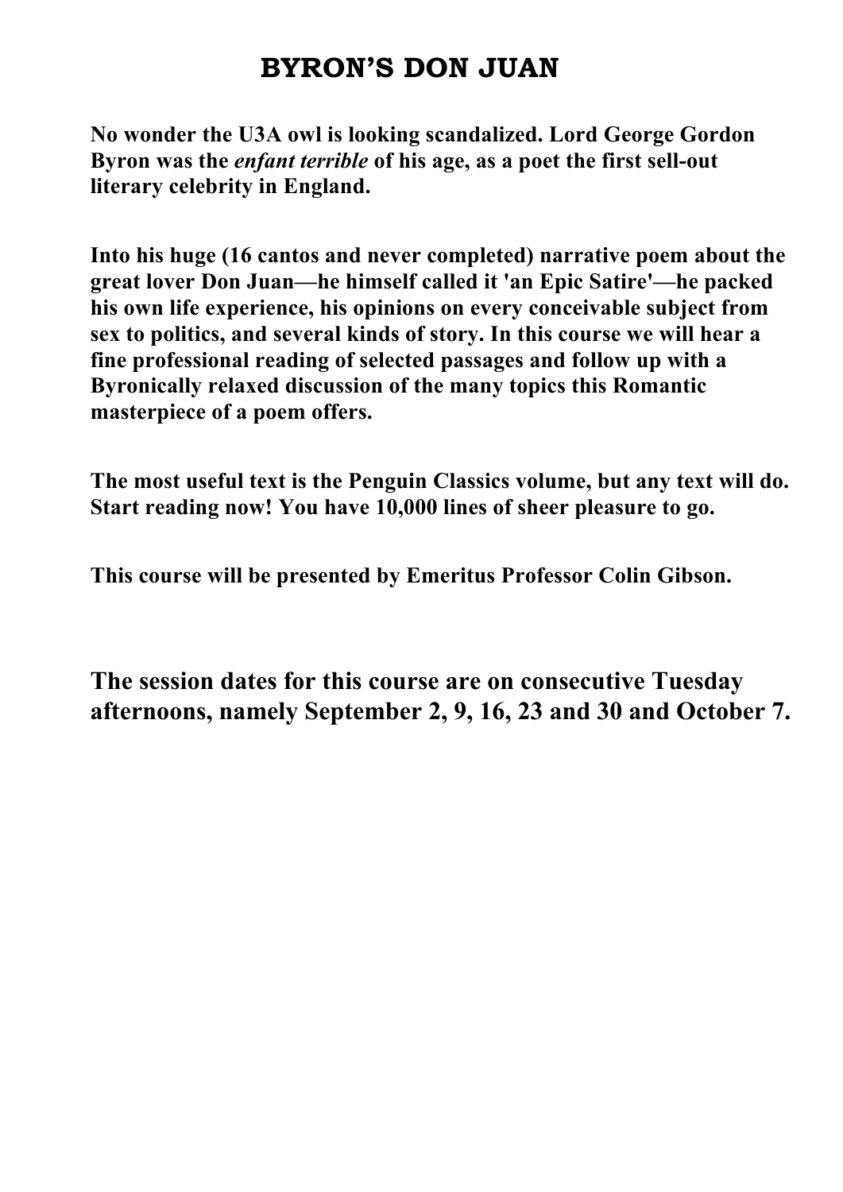# BYRON'S DON JUAN

**No wonder the U3A owl is looking scandalized. Lord George Gordon Byron was the *enfant terrible* of his age, as a poet the first sell-out literary celebrity in England.**

**Into his huge (16 cantos and never completed) narrative poem about the great lover Don Juan—he himself called it 'an Epic Satire'—he packed his own life experience, his opinions on every conceivable subject from sex to politics, and several kinds of story. In this course we will hear a fine professional reading of selected passages and follow up with a Byronically relaxed discussion of the many topics this Romantic masterpiece of a poem offers.**

**The most useful text is the Penguin Classics volume, but any text will do. Start reading now! You have 10,000 lines of sheer pleasure to go.**

**This course will be presented by Emeritus Professor Colin Gibson.**

**The session dates for this course are on consecutive Tuesday afternoons, namely September 2, 9, 16, 23 and 30 and October 7.**